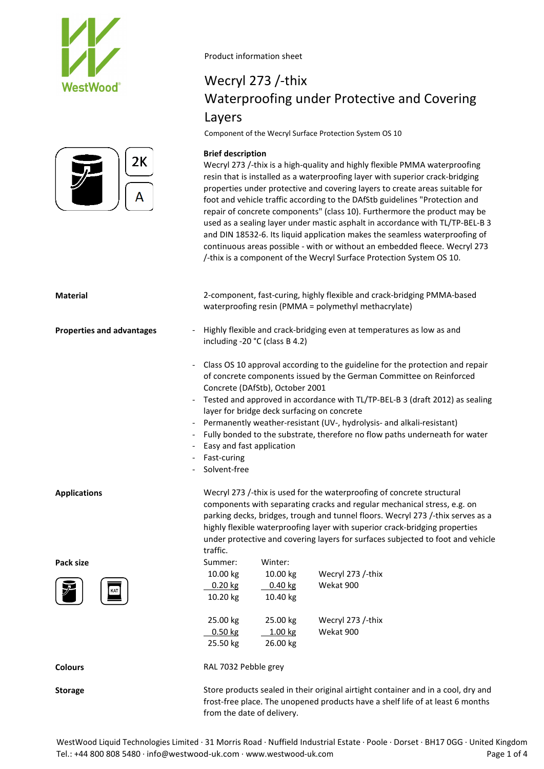Product information sheet

# Wecryl 273 /-thix
# Waterproofing under Protective and Covering Layers

Component of the Wecryl Surface Protection System OS 10

2K

A

**Brief description**

Wecryl 273 /-thix is a high-quality and highly flexible PMMA waterproofing resin that is installed as a waterproofing layer with superior crack-bridging properties under protective and covering layers to create areas suitable for foot and vehicle traffic according to the DAfStb guidelines "Protection and repair of concrete components" (class 10). Furthermore the product may be used as a sealing layer under mastic asphalt in accordance with TL/TP-BEL-B 3 and DIN 18532-6. Its liquid application makes the seamless waterproofing of continuous areas possible - with or without an embedded fleece. Wecryl 273 /-thix is a component of the Wecryl Surface Protection System OS 10.

**Material**

2-component, fast-curing, highly flexible and crack-bridging PMMA-based waterproofing resin (PMMA = polymethyl methacrylate)

**Properties and advantages**

- Highly flexible and crack-bridging even at temperatures as low as and including -20 °C (class B 4.2)
- Class OS 10 approval according to the guideline for the protection and repair of concrete components issued by the German Committee on Reinforced Concrete (DAfStb), October 2001
- Tested and approved in accordance with TL/TP-BEL-B 3 (draft 2012) as sealing layer for bridge deck surfacing on concrete
- Permanently weather-resistant (UV-, hydrolysis- and alkali-resistant)
- Fully bonded to the substrate, therefore no flow paths underneath for water
- Easy and fast application
- Fast-curing
- Solvent-free

**Applications**

Wecryl 273 /-thix is used for the waterproofing of concrete structural components with separating cracks and regular mechanical stress, e.g. on parking decks, bridges, trough and tunnel floors. Wecryl 273 /-thix serves as a highly flexible waterproofing layer with superior crack-bridging properties under protective and covering layers for surfaces subjected to foot and vehicle traffic.

**Pack size**

| Summer: | Winter: | |
|---|---|---|
| 10.00 kg | 10.00 kg | Wecryl 273 /-thix |
| 0.20 kg | 0.40 kg | Wekat 900 |
| 10.20 kg | 10.40 kg | |
| | | |
| 25.00 kg | 25.00 kg | Wecryl 273 /-thix |
| 0.50 kg | 1.00 kg | Wekat 900 |
| 25.50 kg | 26.00 kg | |

**Colours**

RAL 7032 Pebble grey

**Storage**

Store products sealed in their original airtight container and in a cool, dry and frost-free place. The unopened products have a shelf life of at least 6 months from the date of delivery.

WestWood Liquid Technologies Limited · 31 Morris Road · Nuffield Industrial Estate · Poole · Dorset · BH17 0GG · United Kingdom
Tel.: +44 800 808 5480 · info@westwood-uk.com · www.westwood-uk.com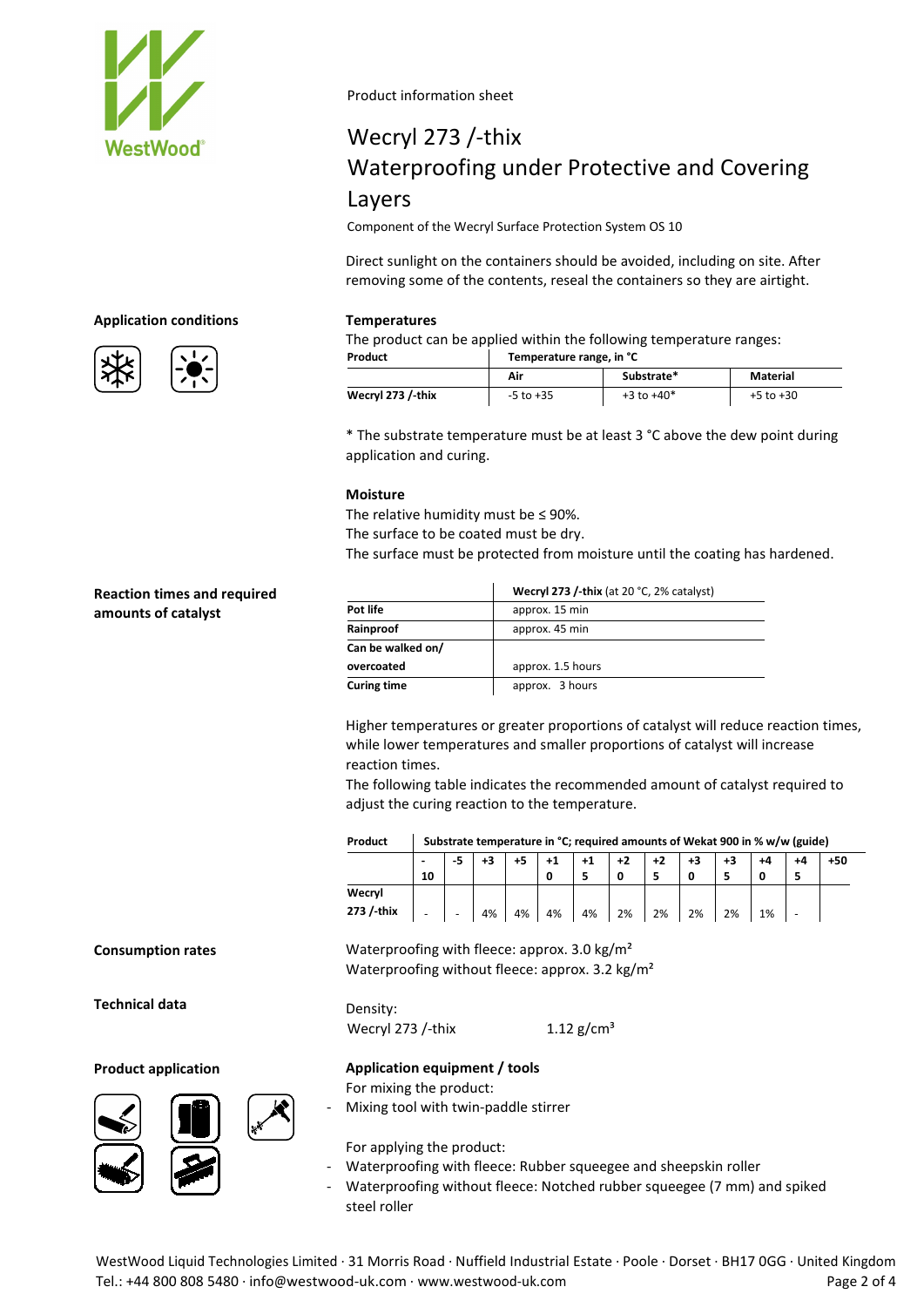Product information sheet

# Wecryl 273 /-thix
# Waterproofing under Protective and Covering Layers

Component of the Wecryl Surface Protection System OS 10

Direct sunlight on the containers should be avoided, including on site. After removing some of the contents, reseal the containers so they are airtight.

## Application conditions

### Temperatures

The product can be applied within the following temperature ranges:

| Product | Temperature range, in °C | | |
|---|---|---|---|
| | Air | Substrate* | Material |
| Wecryl 273 /-thix | -5 to +35 | +3 to +40* | +5 to +30 |

* The substrate temperature must be at least 3 °C above the dew point during application and curing.

### Moisture

The relative humidity must be ≤ 90%.
The surface to be coated must be dry.
The surface must be protected from moisture until the coating has hardened.

## Reaction times and required amounts of catalyst

| | Wecryl 273 /-thix (at 20 °C, 2% catalyst) |
|---|---|
| Pot life | approx. 15 min |
| Rainproof | approx. 45 min |
| Can be walked on/ overcoated | approx. 1.5 hours |
| Curing time | approx. 3 hours |

Higher temperatures or greater proportions of catalyst will reduce reaction times, while lower temperatures and smaller proportions of catalyst will increase reaction times.
The following table indicates the recommended amount of catalyst required to adjust the curing reaction to the temperature.

| Product | Substrate temperature in °C; required amounts of Wekat 900 in % w/w (guide) | | | | | | | | | | | |
|---|---|---|---|---|---|---|---|---|---|---|---|---|
| | -10 | -5 | +3 | +5 | +10 | +15 | +20 | +25 | +30 | +35 | +40 | +45 | +50 |
| Wecryl 273 /-thix | - | - | 4% | 4% | 4% | 4% | 2% | 2% | 2% | 2% | 1% | - | |

## Consumption rates

Waterproofing with fleece: approx. 3.0 kg/m²
Waterproofing without fleece: approx. 3.2 kg/m²

## Technical data

Density:

Wecryl 273 /-thix 1.12 g/cm³

## Product application

### Application equipment / tools

For mixing the product:

- Mixing tool with twin-paddle stirrer

For applying the product:

- Waterproofing with fleece: Rubber squeegee and sheepskin roller
- Waterproofing without fleece: Notched rubber squeegee (7 mm) and spiked steel roller

WestWood Liquid Technologies Limited · 31 Morris Road · Nuffield Industrial Estate · Poole · Dorset · BH17 0GG · United Kingdom
Tel.: +44 800 808 5480 · info@westwood-uk.com · www.westwood-uk.com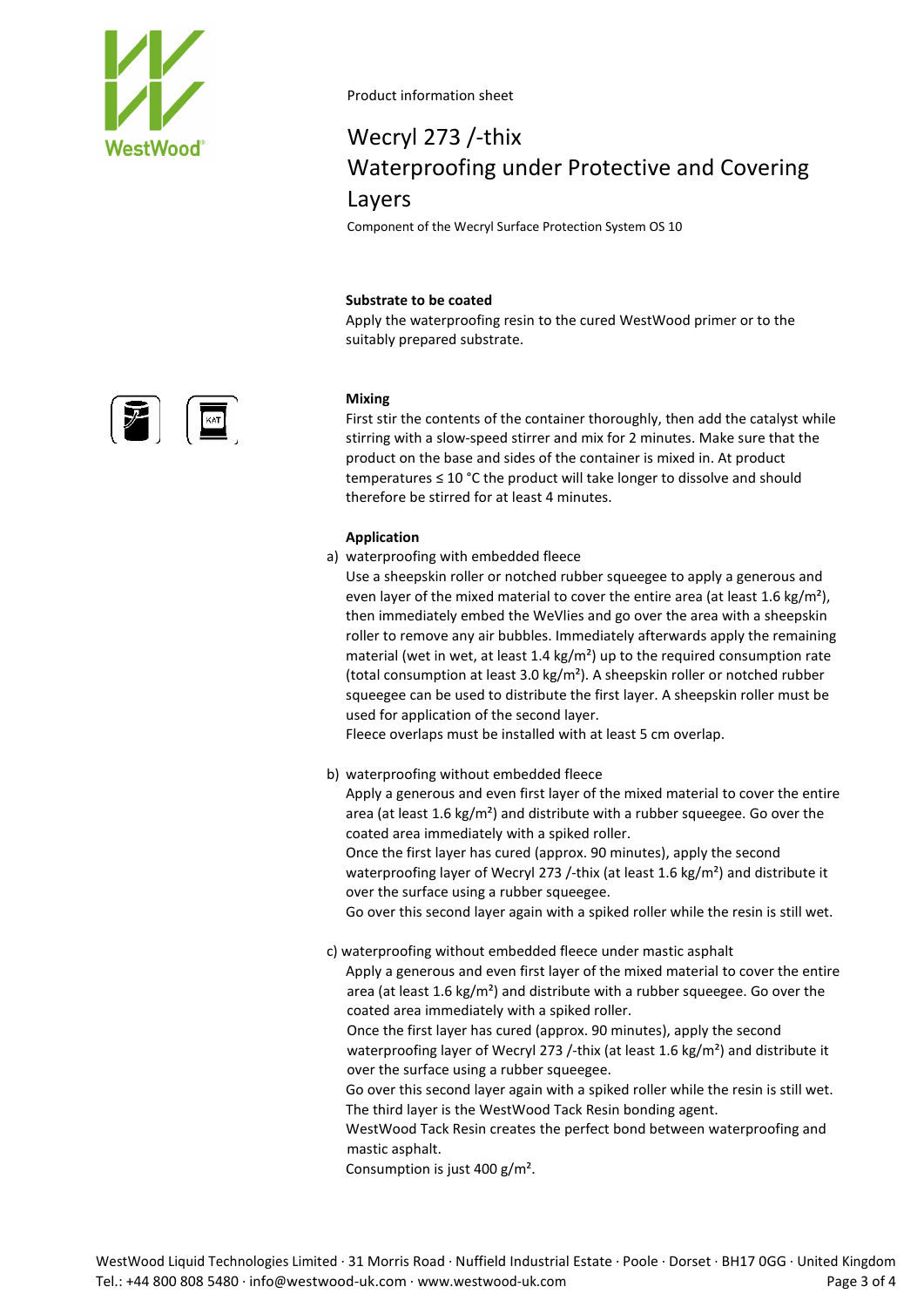Product information sheet

# Wecryl 273 /-thix
# Waterproofing under Protective and Covering Layers

Component of the Wecryl Surface Protection System OS 10

**Substrate to be coated**

Apply the waterproofing resin to the cured WestWood primer or to the suitably prepared substrate.

**Mixing**

First stir the contents of the container thoroughly, then add the catalyst while stirring with a slow-speed stirrer and mix for 2 minutes. Make sure that the product on the base and sides of the container is mixed in. At product temperatures ≤ 10 °C the product will take longer to dissolve and should therefore be stirred for at least 4 minutes.

**Application**

a) waterproofing with embedded fleece

Use a sheepskin roller or notched rubber squeegee to apply a generous and even layer of the mixed material to cover the entire area (at least 1.6 kg/m²), then immediately embed the WeVlies and go over the area with a sheepskin roller to remove any air bubbles. Immediately afterwards apply the remaining material (wet in wet, at least 1.4 kg/m²) up to the required consumption rate (total consumption at least 3.0 kg/m²). A sheepskin roller or notched rubber squeegee can be used to distribute the first layer. A sheepskin roller must be used for application of the second layer.
Fleece overlaps must be installed with at least 5 cm overlap.

b) waterproofing without embedded fleece

Apply a generous and even first layer of the mixed material to cover the entire area (at least 1.6 kg/m²) and distribute with a rubber squeegee. Go over the coated area immediately with a spiked roller.
Once the first layer has cured (approx. 90 minutes), apply the second waterproofing layer of Wecryl 273 /-thix (at least 1.6 kg/m²) and distribute it over the surface using a rubber squeegee.
Go over this second layer again with a spiked roller while the resin is still wet.

c) waterproofing without embedded fleece under mastic asphalt

Apply a generous and even first layer of the mixed material to cover the entire area (at least 1.6 kg/m²) and distribute with a rubber squeegee. Go over the coated area immediately with a spiked roller.
Once the first layer has cured (approx. 90 minutes), apply the second waterproofing layer of Wecryl 273 /-thix (at least 1.6 kg/m²) and distribute it over the surface using a rubber squeegee.
Go over this second layer again with a spiked roller while the resin is still wet.
The third layer is the WestWood Tack Resin bonding agent.
WestWood Tack Resin creates the perfect bond between waterproofing and mastic asphalt.
Consumption is just 400 g/m².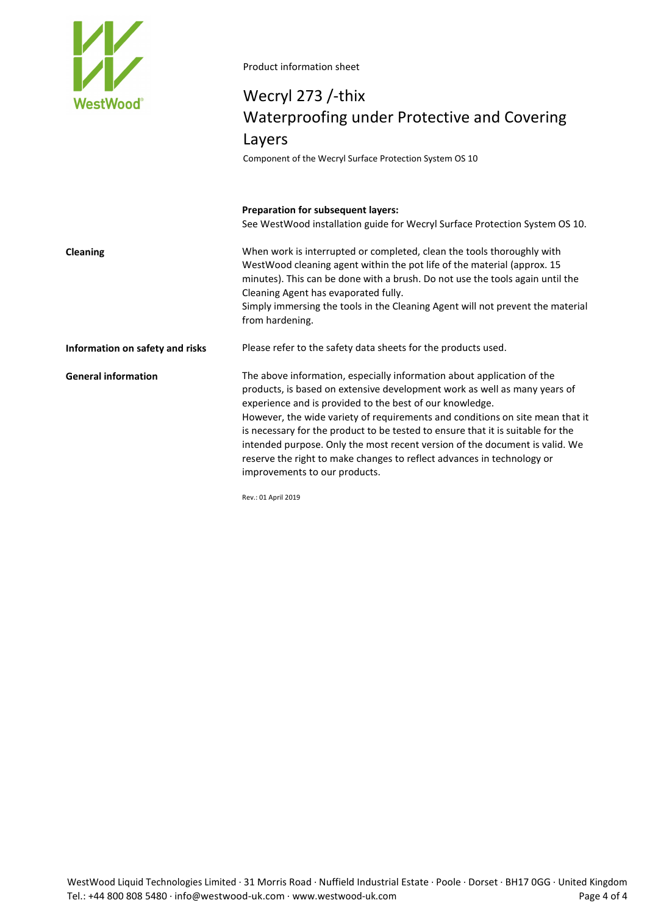Product information sheet

# Wecryl 273 /-thix
# Waterproofing under Protective and Covering Layers

Component of the Wecryl Surface Protection System OS 10

**Preparation for subsequent layers:**
See WestWood installation guide for Wecryl Surface Protection System OS 10.

**Cleaning**

When work is interrupted or completed, clean the tools thoroughly with WestWood cleaning agent within the pot life of the material (approx. 15 minutes). This can be done with a brush. Do not use the tools again until the Cleaning Agent has evaporated fully.
Simply immersing the tools in the Cleaning Agent will not prevent the material from hardening.

**Information on safety and risks**

Please refer to the safety data sheets for the products used.

**General information**

The above information, especially information about application of the products, is based on extensive development work as well as many years of experience and is provided to the best of our knowledge.
However, the wide variety of requirements and conditions on site mean that it is necessary for the product to be tested to ensure that it is suitable for the intended purpose. Only the most recent version of the document is valid. We reserve the right to make changes to reflect advances in technology or improvements to our products.

Rev.: 01 April 2019

WestWood Liquid Technologies Limited · 31 Morris Road · Nuffield Industrial Estate · Poole · Dorset · BH17 0GG · United Kingdom
Tel.: +44 800 808 5480 · info@westwood-uk.com · www.westwood-uk.com